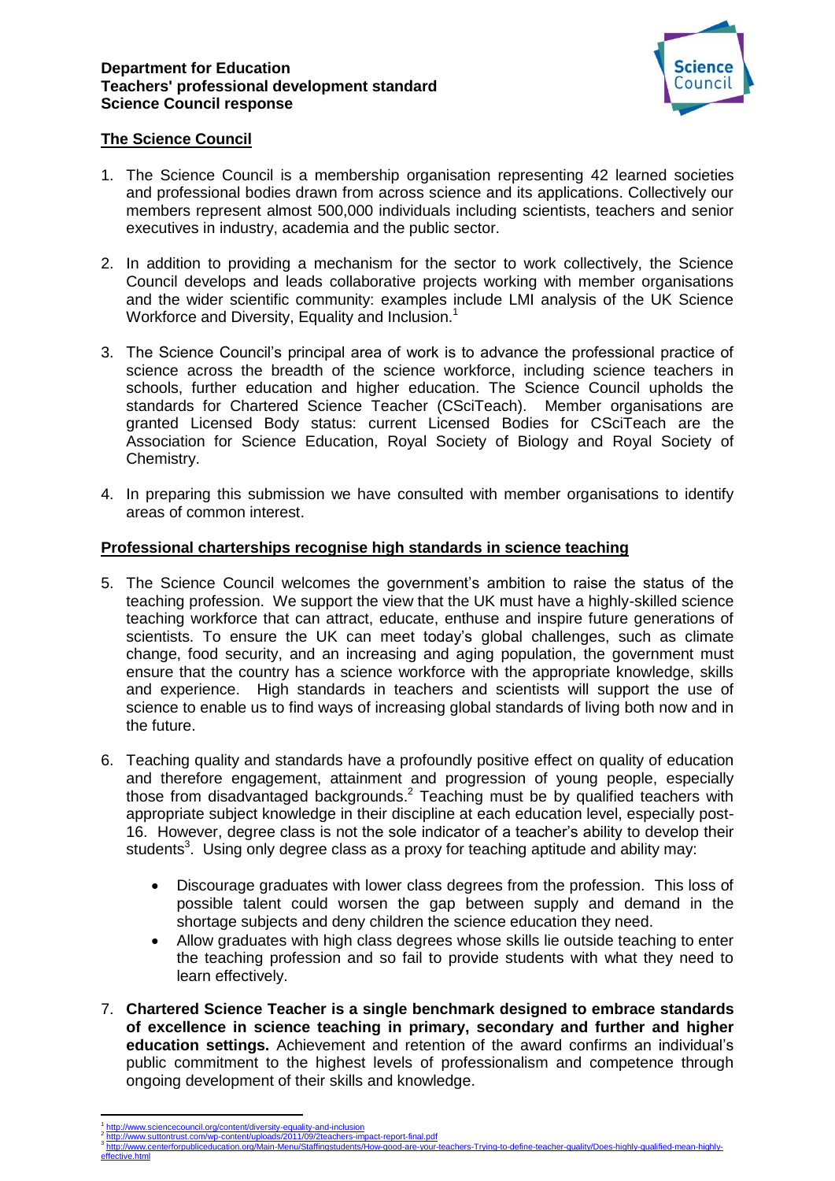**Department for Education**
**Teachers' professional development standard**
**Science Council response**

## The Science Council

1. The Science Council is a membership organisation representing 42 learned societies and professional bodies drawn from across science and its applications. Collectively our members represent almost 500,000 individuals including scientists, teachers and senior executives in industry, academia and the public sector.

2. In addition to providing a mechanism for the sector to work collectively, the Science Council develops and leads collaborative projects working with member organisations and the wider scientific community: examples include LMI analysis of the UK Science Workforce and Diversity, Equality and Inclusion.[1]

3. The Science Council's principal area of work is to advance the professional practice of science across the breadth of the science workforce, including science teachers in schools, further education and higher education. The Science Council upholds the standards for Chartered Science Teacher (CSciTeach). Member organisations are granted Licensed Body status: current Licensed Bodies for CSciTeach are the Association for Science Education, Royal Society of Biology and Royal Society of Chemistry.

4. In preparing this submission we have consulted with member organisations to identify areas of common interest.

## Professional charterships recognise high standards in science teaching

5. The Science Council welcomes the government's ambition to raise the status of the teaching profession. We support the view that the UK must have a highly-skilled science teaching workforce that can attract, educate, enthuse and inspire future generations of scientists. To ensure the UK can meet today's global challenges, such as climate change, food security, and an increasing and aging population, the government must ensure that the country has a science workforce with the appropriate knowledge, skills and experience. High standards in teachers and scientists will support the use of science to enable us to find ways of increasing global standards of living both now and in the future.

6. Teaching quality and standards have a profoundly positive effect on quality of education and therefore engagement, attainment and progression of young people, especially those from disadvantaged backgrounds.[2] Teaching must be by qualified teachers with appropriate subject knowledge in their discipline at each education level, especially post-16. However, degree class is not the sole indicator of a teacher's ability to develop their students[3]. Using only degree class as a proxy for teaching aptitude and ability may:

   - Discourage graduates with lower class degrees from the profession. This loss of possible talent could worsen the gap between supply and demand in the shortage subjects and deny children the science education they need.
   - Allow graduates with high class degrees whose skills lie outside teaching to enter the teaching profession and so fail to provide students with what they need to learn effectively.

7. **Chartered Science Teacher is a single benchmark designed to embrace standards of excellence in science teaching in primary, secondary and further and higher education settings.** Achievement and retention of the award confirms an individual's public commitment to the highest levels of professionalism and competence through ongoing development of their skills and knowledge.

---

[1] http://www.sciencecouncil.org/content/diversity-equality-and-inclusion
[2] http://www.suttontrust.com/wp-content/uploads/2011/09/2teachers-impact-report-final.pdf
[3] http://www.centerforpubliceducation.org/Main-Menu/Staffingstudents/How-good-are-your-teachers-Trying-to-define-teacher-quality/Does-highly-qualified-mean-highly-effective.html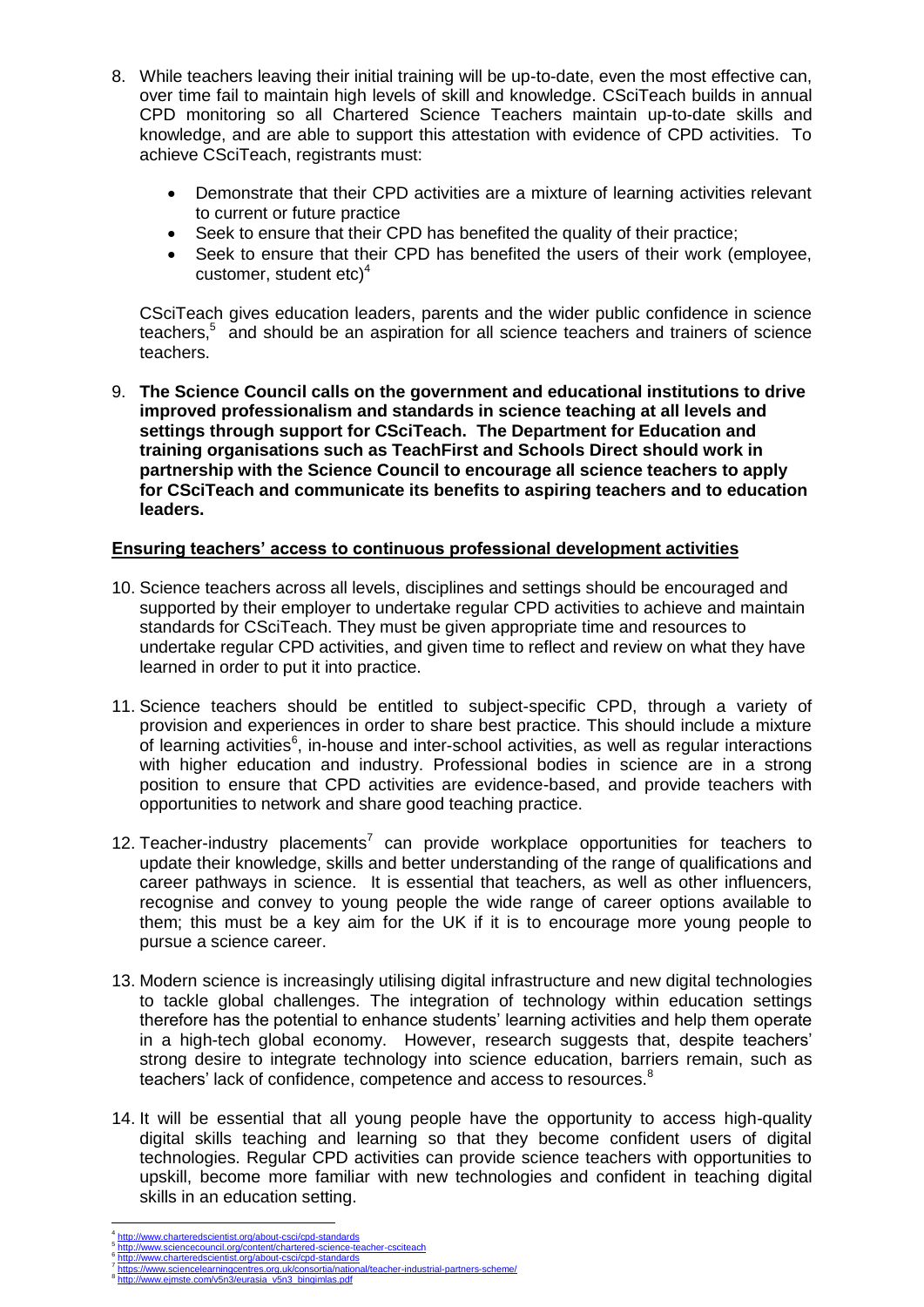8. While teachers leaving their initial training will be up-to-date, even the most effective can, over time fail to maintain high levels of skill and knowledge. CSciTeach builds in annual CPD monitoring so all Chartered Science Teachers maintain up-to-date skills and knowledge, and are able to support this attestation with evidence of CPD activities. To achieve CSciTeach, registrants must:

   - Demonstrate that their CPD activities are a mixture of learning activities relevant to current or future practice
   - Seek to ensure that their CPD has benefited the quality of their practice;
   - Seek to ensure that their CPD has benefited the users of their work (employee, customer, student etc)[4]

   CSciTeach gives education leaders, parents and the wider public confidence in science teachers,[5] and should be an aspiration for all science teachers and trainers of science teachers.

9. **The Science Council calls on the government and educational institutions to drive improved professionalism and standards in science teaching at all levels and settings through support for CSciTeach. The Department for Education and training organisations such as TeachFirst and Schools Direct should work in partnership with the Science Council to encourage all science teachers to apply for CSciTeach and communicate its benefits to aspiring teachers and to education leaders.**

## Ensuring teachers' access to continuous professional development activities

10. Science teachers across all levels, disciplines and settings should be encouraged and supported by their employer to undertake regular CPD activities to achieve and maintain standards for CSciTeach. They must be given appropriate time and resources to undertake regular CPD activities, and given time to reflect and review on what they have learned in order to put it into practice.

11. Science teachers should be entitled to subject-specific CPD, through a variety of provision and experiences in order to share best practice. This should include a mixture of learning activities[6], in-house and inter-school activities, as well as regular interactions with higher education and industry. Professional bodies in science are in a strong position to ensure that CPD activities are evidence-based, and provide teachers with opportunities to network and share good teaching practice.

12. Teacher-industry placements[7] can provide workplace opportunities for teachers to update their knowledge, skills and better understanding of the range of qualifications and career pathways in science. It is essential that teachers, as well as other influencers, recognise and convey to young people the wide range of career options available to them; this must be a key aim for the UK if it is to encourage more young people to pursue a science career.

13. Modern science is increasingly utilising digital infrastructure and new digital technologies to tackle global challenges. The integration of technology within education settings therefore has the potential to enhance students' learning activities and help them operate in a high-tech global economy. However, research suggests that, despite teachers' strong desire to integrate technology into science education, barriers remain, such as teachers' lack of confidence, competence and access to resources.[8]

14. It will be essential that all young people have the opportunity to access high-quality digital skills teaching and learning so that they become confident users of digital technologies. Regular CPD activities can provide science teachers with opportunities to upskill, become more familiar with new technologies and confident in teaching digital skills in an education setting.

---

[4] http://www.charteredscientist.org/about-csci/cpd-standards
[5] http://www.sciencecouncil.org/content/chartered-science-teacher-csciteach
[6] http://www.charteredscientist.org/about-csci/cpd-standards
[7] https://www.sciencelearningcentres.org.uk/consortia/national/teacher-industrial-partners-scheme/
[8] http://www.ejmste.com/v5n3/eurasia_v5n3_bingimlas.pdf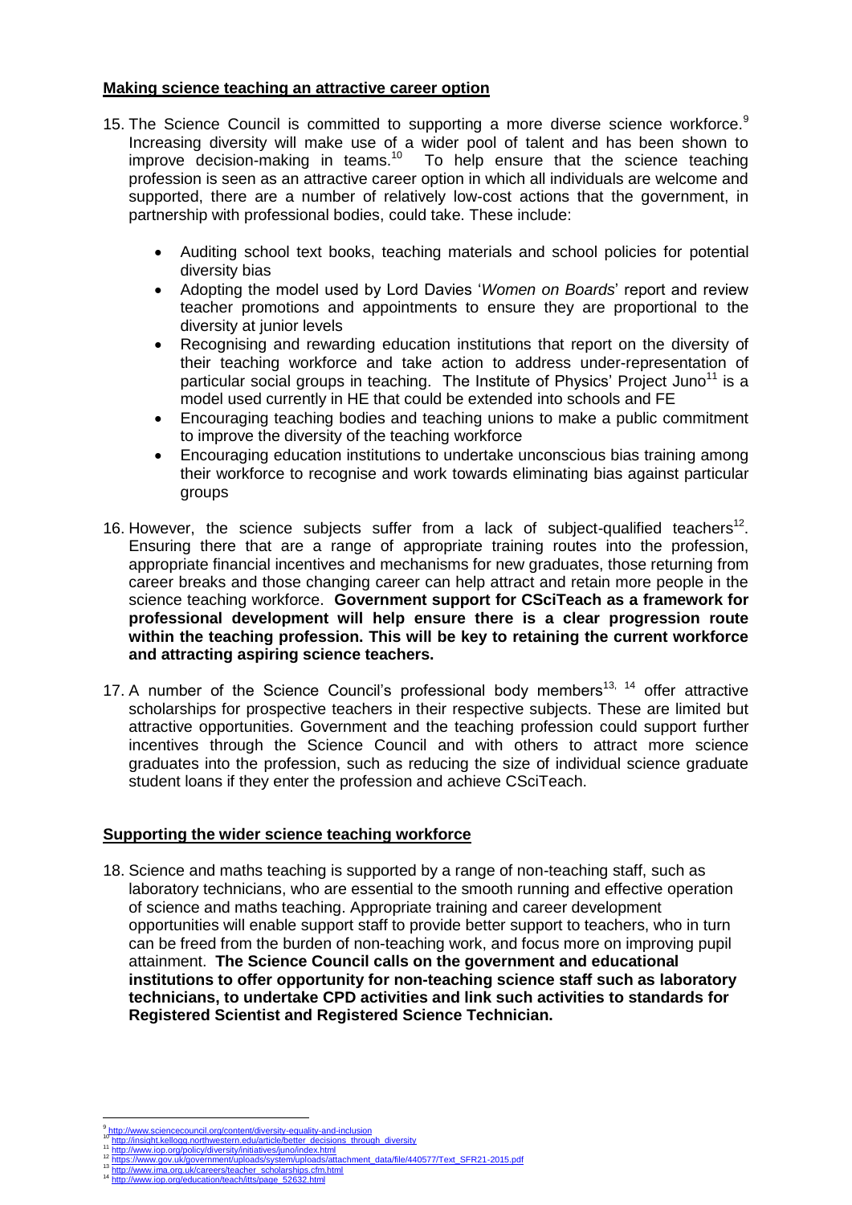**Making science teaching an attractive career option**

15. The Science Council is committed to supporting a more diverse science workforce.[9] Increasing diversity will make use of a wider pool of talent and has been shown to improve decision-making in teams.[10] To help ensure that the science teaching profession is seen as an attractive career option in which all individuals are welcome and supported, there are a number of relatively low-cost actions that the government, in partnership with professional bodies, could take. These include:

    - Auditing school text books, teaching materials and school policies for potential diversity bias
    - Adopting the model used by Lord Davies '*Women on Boards*' report and review teacher promotions and appointments to ensure they are proportional to the diversity at junior levels
    - Recognising and rewarding education institutions that report on the diversity of their teaching workforce and take action to address under-representation of particular social groups in teaching. The Institute of Physics' Project Juno[11] is a model used currently in HE that could be extended into schools and FE
    - Encouraging teaching bodies and teaching unions to make a public commitment to improve the diversity of the teaching workforce
    - Encouraging education institutions to undertake unconscious bias training among their workforce to recognise and work towards eliminating bias against particular groups

16. However, the science subjects suffer from a lack of subject-qualified teachers[12]. Ensuring there that are a range of appropriate training routes into the profession, appropriate financial incentives and mechanisms for new graduates, those returning from career breaks and those changing career can help attract and retain more people in the science teaching workforce. **Government support for CSciTeach as a framework for professional development will help ensure there is a clear progression route within the teaching profession. This will be key to retaining the current workforce and attracting aspiring science teachers.**

17. A number of the Science Council's professional body members[13, 14] offer attractive scholarships for prospective teachers in their respective subjects. These are limited but attractive opportunities. Government and the teaching profession could support further incentives through the Science Council and with others to attract more science graduates into the profession, such as reducing the size of individual science graduate student loans if they enter the profession and achieve CSciTeach.

**Supporting the wider science teaching workforce**

18. Science and maths teaching is supported by a range of non-teaching staff, such as laboratory technicians, who are essential to the smooth running and effective operation of science and maths teaching. Appropriate training and career development opportunities will enable support staff to provide better support to teachers, who in turn can be freed from the burden of non-teaching work, and focus more on improving pupil attainment. **The Science Council calls on the government and educational institutions to offer opportunity for non-teaching science staff such as laboratory technicians, to undertake CPD activities and link such activities to standards for Registered Scientist and Registered Science Technician.**

---

[9] http://www.sciencecouncil.org/content/diversity-equality-and-inclusion
[10] http://insight.kellogg.northwestern.edu/article/better_decisions_through_diversity
[11] http://www.iop.org/policy/diversity/initiatives/juno/index.html
[12] https://www.gov.uk/government/uploads/system/uploads/attachment_data/file/440577/Text_SFR21-2015.pdf
[13] http://www.ima.org.uk/careers/teacher_scholarships.cfm.html
[14] http://www.iop.org/education/teach/itts/page_52632.html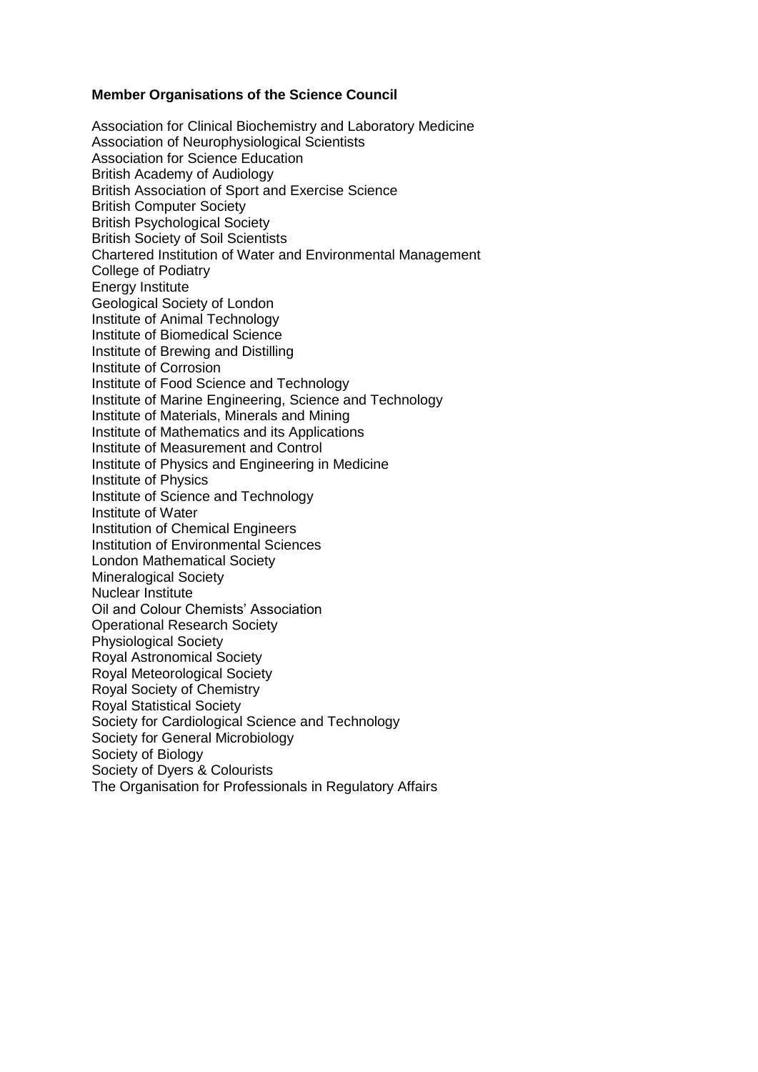**Member Organisations of the Science Council**

Association for Clinical Biochemistry and Laboratory Medicine
Association of Neurophysiological Scientists
Association for Science Education
British Academy of Audiology
British Association of Sport and Exercise Science
British Computer Society
British Psychological Society
British Society of Soil Scientists
Chartered Institution of Water and Environmental Management
College of Podiatry
Energy Institute
Geological Society of London
Institute of Animal Technology
Institute of Biomedical Science
Institute of Brewing and Distilling
Institute of Corrosion
Institute of Food Science and Technology
Institute of Marine Engineering, Science and Technology
Institute of Materials, Minerals and Mining
Institute of Mathematics and its Applications
Institute of Measurement and Control
Institute of Physics and Engineering in Medicine
Institute of Physics
Institute of Science and Technology
Institute of Water
Institution of Chemical Engineers
Institution of Environmental Sciences
London Mathematical Society
Mineralogical Society
Nuclear Institute
Oil and Colour Chemists' Association
Operational Research Society
Physiological Society
Royal Astronomical Society
Royal Meteorological Society
Royal Society of Chemistry
Royal Statistical Society
Society for Cardiological Science and Technology
Society for General Microbiology
Society of Biology
Society of Dyers & Colourists
The Organisation for Professionals in Regulatory Affairs